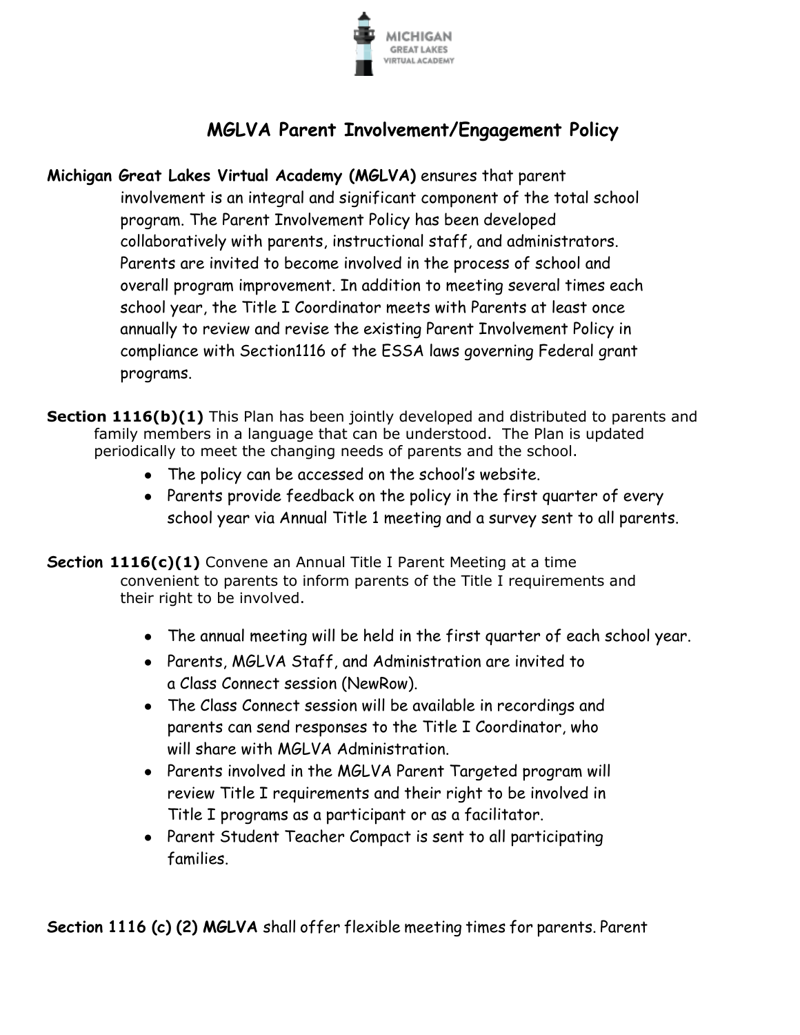# MGLVA Parent Involvement/Engagement Policy

**Michigan Great Lakes Virtual Academy (MGLVA)** ensures that parent involvement is an integral and significant component of the total school program. The Parent Involvement Policy has been developed collaboratively with parents, instructional staff, and administrators. Parents are invited to become involved in the process of school and overall program improvement. In addition to meeting several times each school year, the Title I Coordinator meets with Parents at least once annually to review and revise the existing Parent Involvement Policy in compliance with Section1116 of the ESSA laws governing Federal grant programs.

**Section 1116(b)(1)** This Plan has been jointly developed and distributed to parents and family members in a language that can be understood. The Plan is updated periodically to meet the changing needs of parents and the school.

- The policy can be accessed on the school's website.
- Parents provide feedback on the policy in the first quarter of every school year via Annual Title 1 meeting and a survey sent to all parents.

**Section 1116(c)(1)** Convene an Annual Title I Parent Meeting at a time convenient to parents to inform parents of the Title I requirements and their right to be involved.

- The annual meeting will be held in the first quarter of each school year.
- Parents, MGLVA Staff, and Administration are invited to a Class Connect session (NewRow).
- The Class Connect session will be available in recordings and parents can send responses to the Title I Coordinator, who will share with MGLVA Administration.
- Parents involved in the MGLVA Parent Targeted program will review Title I requirements and their right to be involved in Title I programs as a participant or as a facilitator.
- Parent Student Teacher Compact is sent to all participating families.

**Section 1116 (c) (2) MGLVA** shall offer flexible meeting times for parents. Parent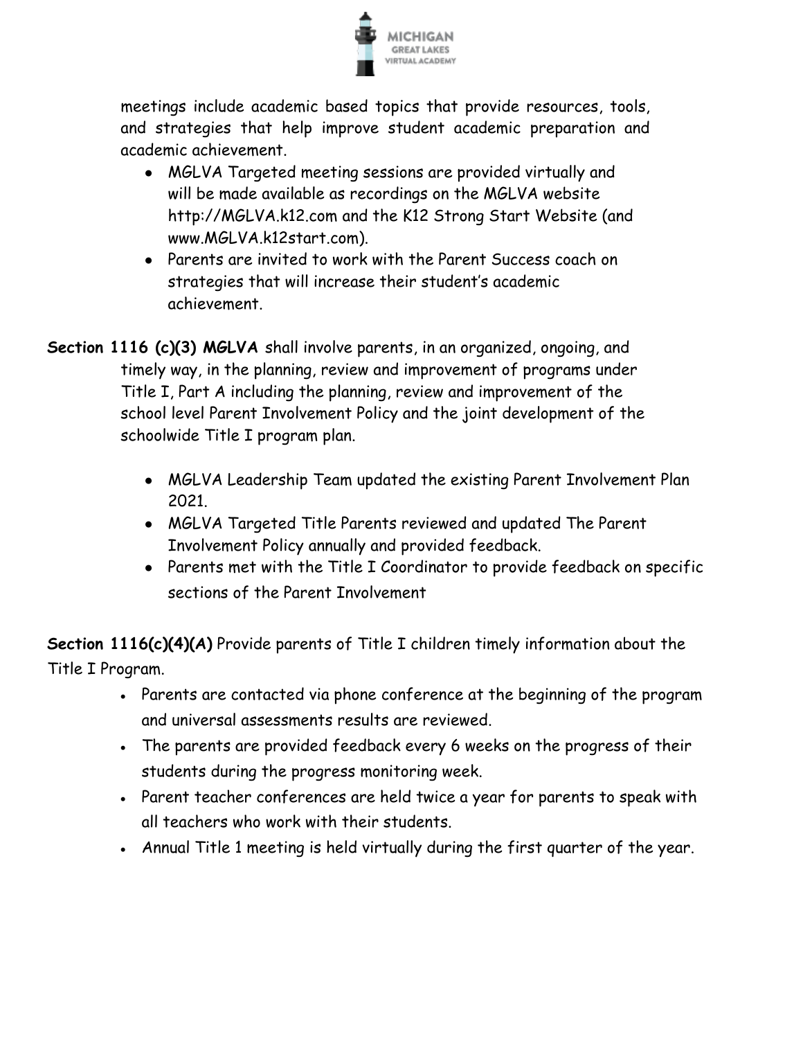meetings include academic based topics that provide resources, tools, and strategies that help improve student academic preparation and academic achievement.

- MGLVA Targeted meeting sessions are provided virtually and will be made available as recordings on the MGLVA website http://MGLVA.k12.com and the K12 Strong Start Website (and www.MGLVA.k12start.com).
- Parents are invited to work with the Parent Success coach on strategies that will increase their student's academic achievement.

**Section 1116 (c)(3) MGLVA** shall involve parents, in an organized, ongoing, and timely way, in the planning, review and improvement of programs under Title I, Part A including the planning, review and improvement of the school level Parent Involvement Policy and the joint development of the schoolwide Title I program plan.

- MGLVA Leadership Team updated the existing Parent Involvement Plan 2021.
- MGLVA Targeted Title Parents reviewed and updated The Parent Involvement Policy annually and provided feedback.
- Parents met with the Title I Coordinator to provide feedback on specific sections of the Parent Involvement

**Section 1116(c)(4)(A)** Provide parents of Title I children timely information about the Title I Program.

- Parents are contacted via phone conference at the beginning of the program and universal assessments results are reviewed.
- The parents are provided feedback every 6 weeks on the progress of their students during the progress monitoring week.
- Parent teacher conferences are held twice a year for parents to speak with all teachers who work with their students.
- Annual Title 1 meeting is held virtually during the first quarter of the year.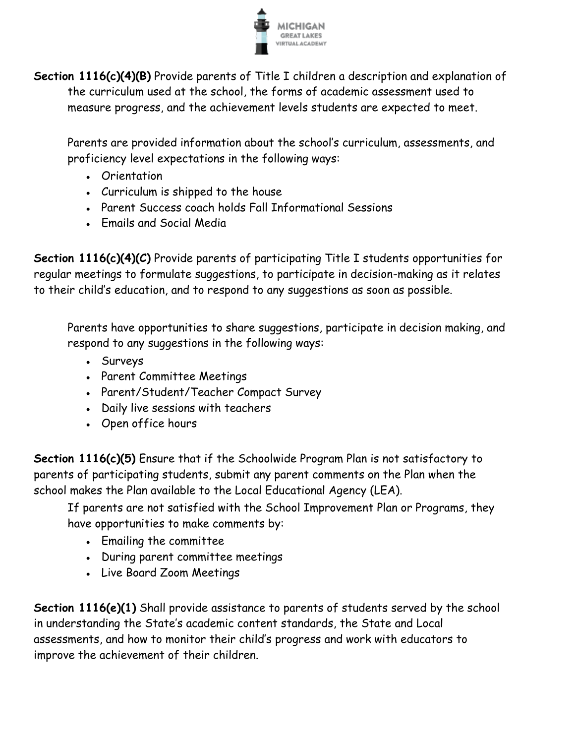**Section 1116(c)(4)(B)** Provide parents of Title I children a description and explanation of the curriculum used at the school, the forms of academic assessment used to measure progress, and the achievement levels students are expected to meet.

Parents are provided information about the school's curriculum, assessments, and proficiency level expectations in the following ways:

- Orientation
- Curriculum is shipped to the house
- Parent Success coach holds Fall Informational Sessions
- Emails and Social Media

**Section 1116(c)(4)(C)** Provide parents of participating Title I students opportunities for regular meetings to formulate suggestions, to participate in decision-making as it relates to their child's education, and to respond to any suggestions as soon as possible.

Parents have opportunities to share suggestions, participate in decision making, and respond to any suggestions in the following ways:

- Surveys
- Parent Committee Meetings
- Parent/Student/Teacher Compact Survey
- Daily live sessions with teachers
- Open office hours

**Section 1116(c)(5)** Ensure that if the Schoolwide Program Plan is not satisfactory to parents of participating students, submit any parent comments on the Plan when the school makes the Plan available to the Local Educational Agency (LEA).

If parents are not satisfied with the School Improvement Plan or Programs, they have opportunities to make comments by:

- Emailing the committee
- During parent committee meetings
- Live Board Zoom Meetings

**Section 1116(e)(1)** Shall provide assistance to parents of students served by the school in understanding the State's academic content standards, the State and Local assessments, and how to monitor their child's progress and work with educators to improve the achievement of their children.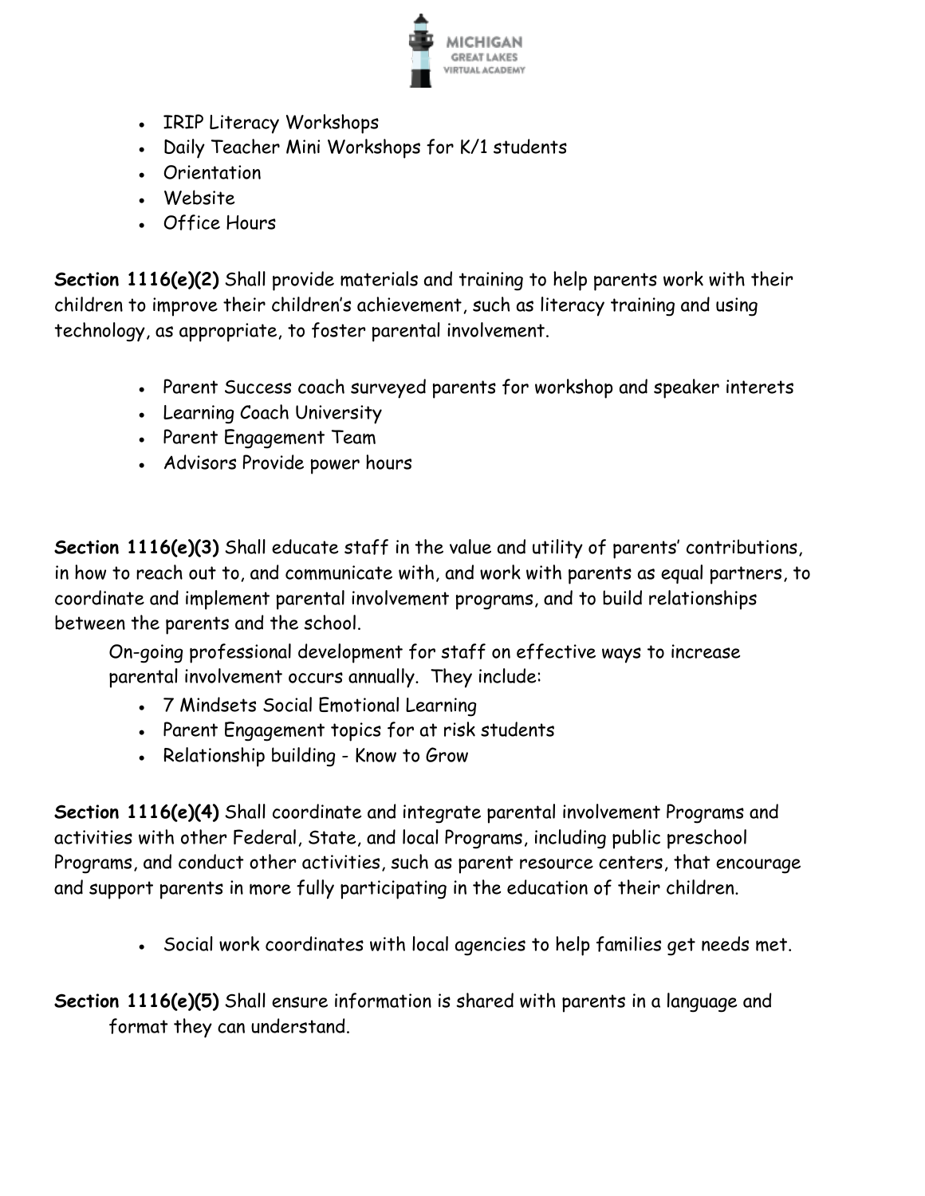- IRIP Literacy Workshops
- Daily Teacher Mini Workshops for K/1 students
- Orientation
- Website
- Office Hours

**Section 1116(e)(2)** Shall provide materials and training to help parents work with their children to improve their children's achievement, such as literacy training and using technology, as appropriate, to foster parental involvement.

- Parent Success coach surveyed parents for workshop and speaker interets
- Learning Coach University
- Parent Engagement Team
- Advisors Provide power hours

**Section 1116(e)(3)** Shall educate staff in the value and utility of parents' contributions, in how to reach out to, and communicate with, and work with parents as equal partners, to coordinate and implement parental involvement programs, and to build relationships between the parents and the school.

On-going professional development for staff on effective ways to increase parental involvement occurs annually. They include:

- 7 Mindsets Social Emotional Learning
- Parent Engagement topics for at risk students
- Relationship building - Know to Grow

**Section 1116(e)(4)** Shall coordinate and integrate parental involvement Programs and activities with other Federal, State, and local Programs, including public preschool Programs, and conduct other activities, such as parent resource centers, that encourage and support parents in more fully participating in the education of their children.

- Social work coordinates with local agencies to help families get needs met.

**Section 1116(e)(5)** Shall ensure information is shared with parents in a language and format they can understand.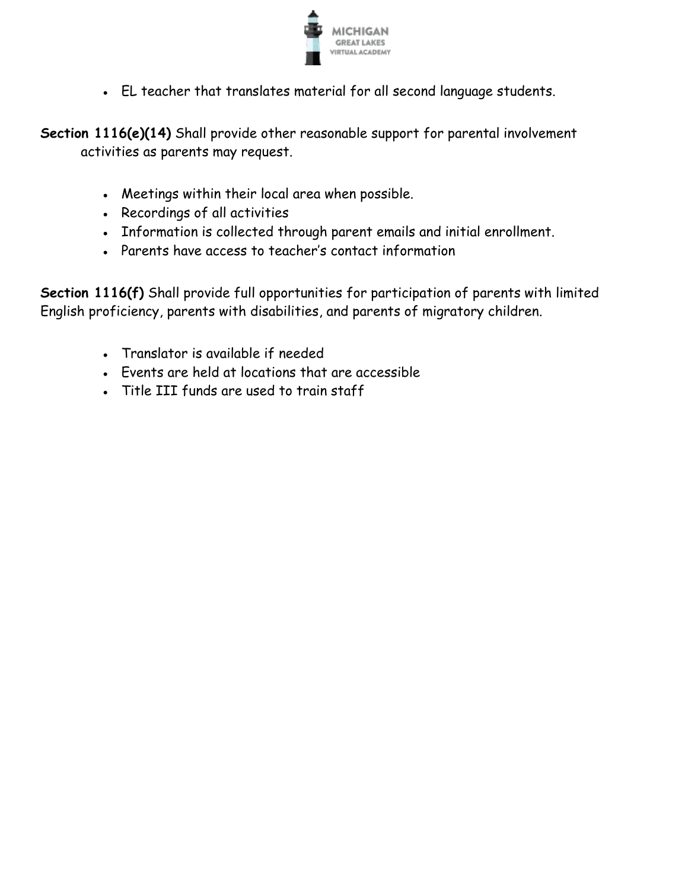- EL teacher that translates material for all second language students.

**Section 1116(e)(14)** Shall provide other reasonable support for parental involvement activities as parents may request.

- Meetings within their local area when possible.
- Recordings of all activities
- Information is collected through parent emails and initial enrollment.
- Parents have access to teacher's contact information

**Section 1116(f)** Shall provide full opportunities for participation of parents with limited English proficiency, parents with disabilities, and parents of migratory children.

- Translator is available if needed
- Events are held at locations that are accessible
- Title III funds are used to train staff